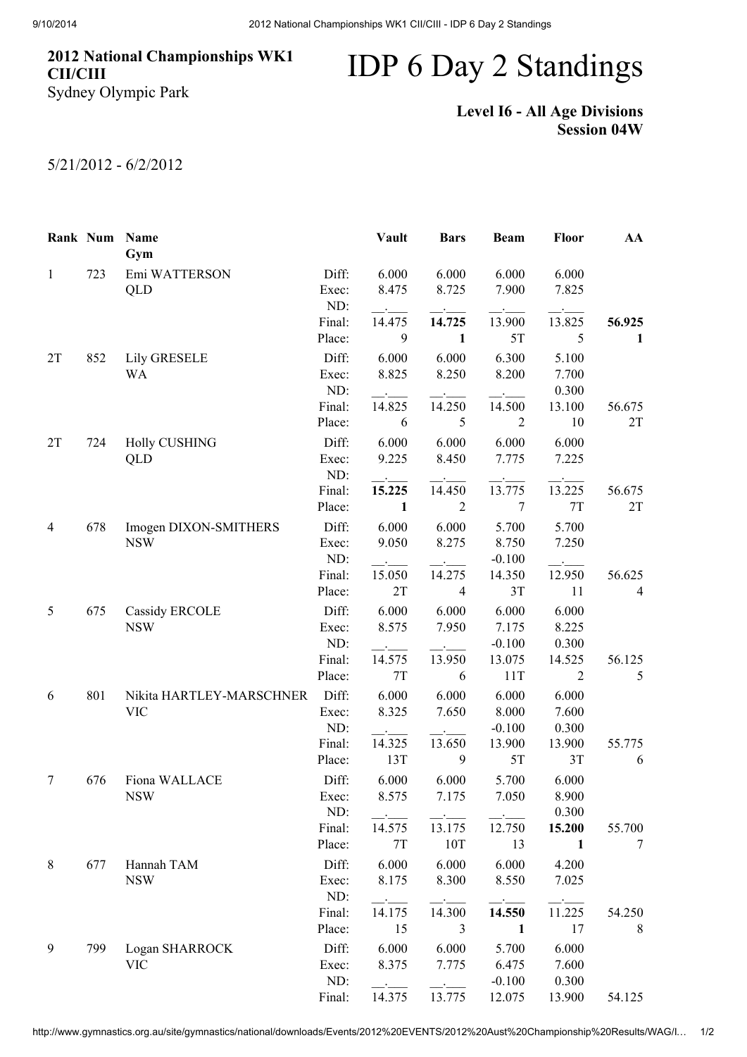**2012 National Championships WK1 CII/CIII**
Sydney Olympic Park

# IDP 6 Day 2 Standings

**Level I6 - All Age Divisions**
**Session 04W**

5/21/2012 - 6/2/2012

| Rank | Num | Name / Gym | | Vault | Bars | Beam | Floor | AA |
|---|---|---|---|---|---|---|---|---|
| 1 | 723 | Emi WATTERSON | Diff: | 6.000 | 6.000 | 6.000 | 6.000 | |
| | | QLD | Exec: | 8.475 | 8.725 | 7.900 | 7.825 | |
| | | | ND: | __.___ | __.___ | __.___ | __.___ | |
| | | | Final: | 14.475 | **14.725** | 13.900 | 13.825 | **56.925** |
| | | | Place: | 9 | **1** | 5T | 5 | **1** |
| 2T | 852 | Lily GRESELE | Diff: | 6.000 | 6.000 | 6.300 | 5.100 | |
| | | WA | Exec: | 8.825 | 8.250 | 8.200 | 7.700 | |
| | | | ND: | __.___ | __.___ | __.___ | 0.300 | |
| | | | Final: | 14.825 | 14.250 | 14.500 | 13.100 | 56.675 |
| | | | Place: | 6 | 5 | 2 | 10 | 2T |
| 2T | 724 | Holly CUSHING | Diff: | 6.000 | 6.000 | 6.000 | 6.000 | |
| | | QLD | Exec: | 9.225 | 8.450 | 7.775 | 7.225 | |
| | | | ND: | __.___ | __.___ | __.___ | __.___ | |
| | | | Final: | **15.225** | 14.450 | 13.775 | 13.225 | 56.675 |
| | | | Place: | **1** | 2 | 7 | 7T | 2T |
| 4 | 678 | Imogen DIXON-SMITHERS | Diff: | 6.000 | 6.000 | 5.700 | 5.700 | |
| | | NSW | Exec: | 9.050 | 8.275 | 8.750 | 7.250 | |
| | | | ND: | __.___ | __.___ | -0.100 | __.___ | |
| | | | Final: | 15.050 | 14.275 | 14.350 | 12.950 | 56.625 |
| | | | Place: | 2T | 4 | 3T | 11 | 4 |
| 5 | 675 | Cassidy ERCOLE | Diff: | 6.000 | 6.000 | 6.000 | 6.000 | |
| | | NSW | Exec: | 8.575 | 7.950 | 7.175 | 8.225 | |
| | | | ND: | __.___ | __.___ | -0.100 | 0.300 | |
| | | | Final: | 14.575 | 13.950 | 13.075 | 14.525 | 56.125 |
| | | | Place: | 7T | 6 | 11T | 2 | 5 |
| 6 | 801 | Nikita HARTLEY-MARSCHNER | Diff: | 6.000 | 6.000 | 6.000 | 6.000 | |
| | | VIC | Exec: | 8.325 | 7.650 | 8.000 | 7.600 | |
| | | | ND: | __.___ | __.___ | -0.100 | 0.300 | |
| | | | Final: | 14.325 | 13.650 | 13.900 | 13.900 | 55.775 |
| | | | Place: | 13T | 9 | 5T | 3T | 6 |
| 7 | 676 | Fiona WALLACE | Diff: | 6.000 | 6.000 | 5.700 | 6.000 | |
| | | NSW | Exec: | 8.575 | 7.175 | 7.050 | 8.900 | |
| | | | ND: | __.___ | __.___ | __.___ | 0.300 | |
| | | | Final: | 14.575 | 13.175 | 12.750 | **15.200** | 55.700 |
| | | | Place: | 7T | 10T | 13 | **1** | 7 |
| 8 | 677 | Hannah TAM | Diff: | 6.000 | 6.000 | 6.000 | 4.200 | |
| | | NSW | Exec: | 8.175 | 8.300 | 8.550 | 7.025 | |
| | | | ND: | __.___ | __.___ | __.___ | __.___ | |
| | | | Final: | 14.175 | 14.300 | **14.550** | 11.225 | 54.250 |
| | | | Place: | 15 | 3 | **1** | 17 | 8 |
| 9 | 799 | Logan SHARROCK | Diff: | 6.000 | 6.000 | 5.700 | 6.000 | |
| | | VIC | Exec: | 8.375 | 7.775 | 6.475 | 7.600 | |
| | | | ND: | __.___ | __.___ | -0.100 | 0.300 | |
| | | | Final: | 14.375 | 13.775 | 12.075 | 13.900 | 54.125 |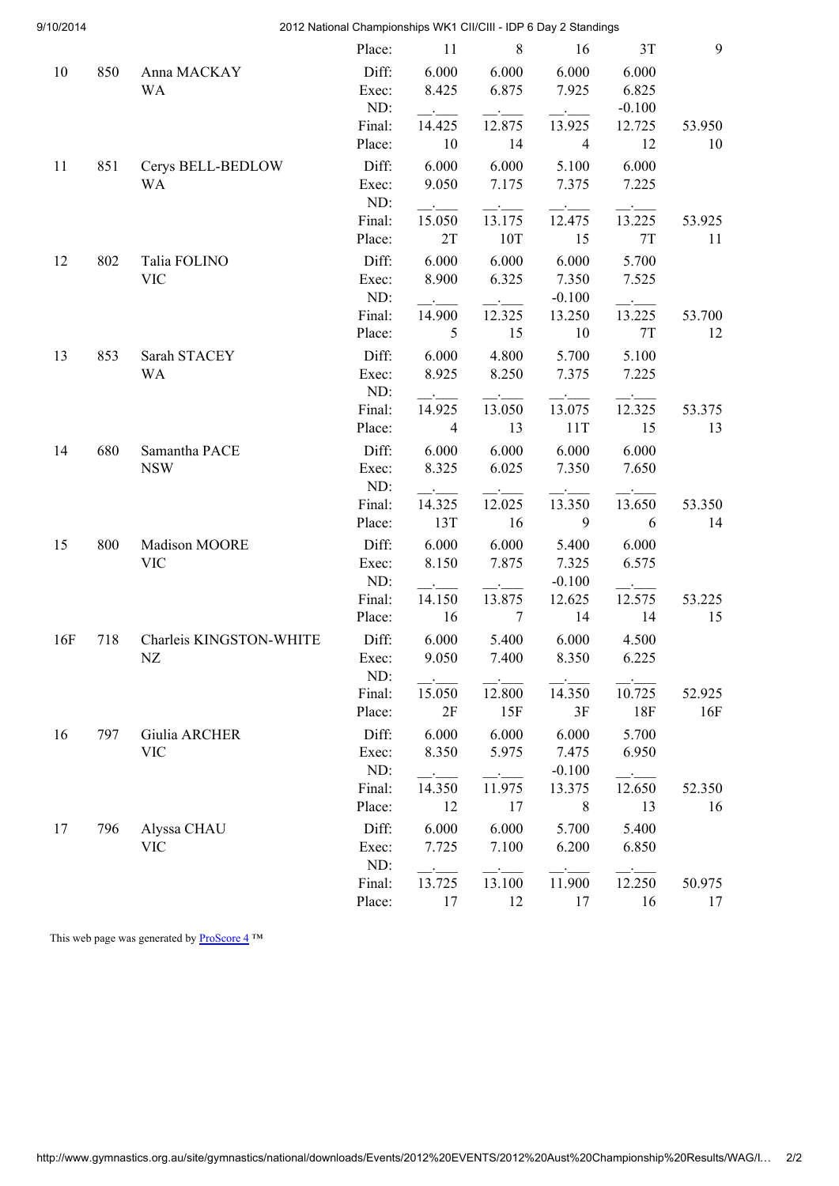| | | | | | | | | |
|---|---|---|---|---|---|---|---|---|
| | | | Place: | 11 | 8 | 16 | 3T | 9 |
| 10 | 850 | Anna MACKAY<br>WA | Diff: | 6.000 | 6.000 | 6.000 | 6.000 | |
| | | | Exec: | 8.425 | 6.875 | 7.925 | 6.825 | |
| | | | ND: | __.___ | __.___ | __.___ | -0.100 | |
| | | | Final: | 14.425 | 12.875 | 13.925 | 12.725 | 53.950 |
| | | | Place: | 10 | 14 | 4 | 12 | 10 |
| 11 | 851 | Cerys BELL-BEDLOW<br>WA | Diff: | 6.000 | 6.000 | 5.100 | 6.000 | |
| | | | Exec: | 9.050 | 7.175 | 7.375 | 7.225 | |
| | | | ND: | __.___ | __.___ | __.___ | __.___ | |
| | | | Final: | 15.050 | 13.175 | 12.475 | 13.225 | 53.925 |
| | | | Place: | 2T | 10T | 15 | 7T | 11 |
| 12 | 802 | Talia FOLINO<br>VIC | Diff: | 6.000 | 6.000 | 6.000 | 5.700 | |
| | | | Exec: | 8.900 | 6.325 | 7.350 | 7.525 | |
| | | | ND: | __.___ | __.___ | -0.100 | __.___ | |
| | | | Final: | 14.900 | 12.325 | 13.250 | 13.225 | 53.700 |
| | | | Place: | 5 | 15 | 10 | 7T | 12 |
| 13 | 853 | Sarah STACEY<br>WA | Diff: | 6.000 | 4.800 | 5.700 | 5.100 | |
| | | | Exec: | 8.925 | 8.250 | 7.375 | 7.225 | |
| | | | ND: | __.___ | __.___ | __.___ | __.___ | |
| | | | Final: | 14.925 | 13.050 | 13.075 | 12.325 | 53.375 |
| | | | Place: | 4 | 13 | 11T | 15 | 13 |
| 14 | 680 | Samantha PACE<br>NSW | Diff: | 6.000 | 6.000 | 6.000 | 6.000 | |
| | | | Exec: | 8.325 | 6.025 | 7.350 | 7.650 | |
| | | | ND: | __.___ | __.___ | __.___ | __.___ | |
| | | | Final: | 14.325 | 12.025 | 13.350 | 13.650 | 53.350 |
| | | | Place: | 13T | 16 | 9 | 6 | 14 |
| 15 | 800 | Madison MOORE<br>VIC | Diff: | 6.000 | 6.000 | 5.400 | 6.000 | |
| | | | Exec: | 8.150 | 7.875 | 7.325 | 6.575 | |
| | | | ND: | __.___ | __.___ | -0.100 | __.___ | |
| | | | Final: | 14.150 | 13.875 | 12.625 | 12.575 | 53.225 |
| | | | Place: | 16 | 7 | 14 | 14 | 15 |
| 16F | 718 | Charleis KINGSTON-WHITE<br>NZ | Diff: | 6.000 | 5.400 | 6.000 | 4.500 | |
| | | | Exec: | 9.050 | 7.400 | 8.350 | 6.225 | |
| | | | ND: | __.___ | __.___ | __.___ | __.___ | |
| | | | Final: | 15.050 | 12.800 | 14.350 | 10.725 | 52.925 |
| | | | Place: | 2F | 15F | 3F | 18F | 16F |
| 16 | 797 | Giulia ARCHER<br>VIC | Diff: | 6.000 | 6.000 | 6.000 | 5.700 | |
| | | | Exec: | 8.350 | 5.975 | 7.475 | 6.950 | |
| | | | ND: | __.___ | __.___ | -0.100 | __.___ | |
| | | | Final: | 14.350 | 11.975 | 13.375 | 12.650 | 52.350 |
| | | | Place: | 12 | 17 | 8 | 13 | 16 |
| 17 | 796 | Alyssa CHAU<br>VIC | Diff: | 6.000 | 6.000 | 5.700 | 5.400 | |
| | | | Exec: | 7.725 | 7.100 | 6.200 | 6.850 | |
| | | | ND: | __.___ | __.___ | __.___ | __.___ | |
| | | | Final: | 13.725 | 13.100 | 11.900 | 12.250 | 50.975 |
| | | | Place: | 17 | 12 | 17 | 16 | 17 |

This web page was generated by ProScore 4 ™